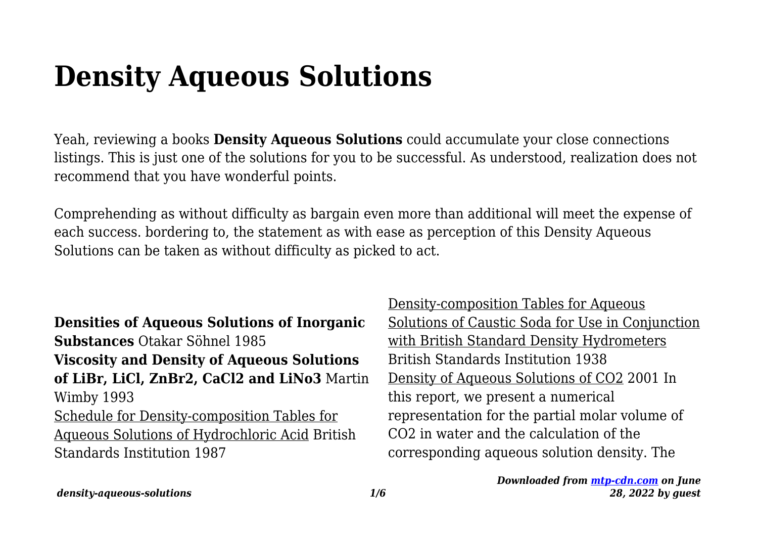# Density Aqueous Solutions

Yeah, reviewing a books **Density Aqueous Solutions** could accumulate your close connections listings. This is just one of the solutions for you to be successful. As understood, realization does not recommend that you have wonderful points.

Comprehending as without difficulty as bargain even more than additional will meet the expense of each success. bordering to, the statement as with ease as perception of this Density Aqueous Solutions can be taken as without difficulty as picked to act.

**Densities of Aqueous Solutions of Inorganic Substances** Otakar Söhnel 1985

**Viscosity and Density of Aqueous Solutions of LiBr, LiCl, ZnBr2, CaCl2 and LiNo3** Martin Wimby 1993

Schedule for Density-composition Tables for Aqueous Solutions of Hydrochloric Acid British Standards Institution 1987

Density-composition Tables for Aqueous Solutions of Caustic Soda for Use in Conjunction with British Standard Density Hydrometers British Standards Institution 1938

Density of Aqueous Solutions of CO2 2001 In this report, we present a numerical representation for the partial molar volume of $CO_2$ in water and the calculation of the corresponding aqueous solution density. The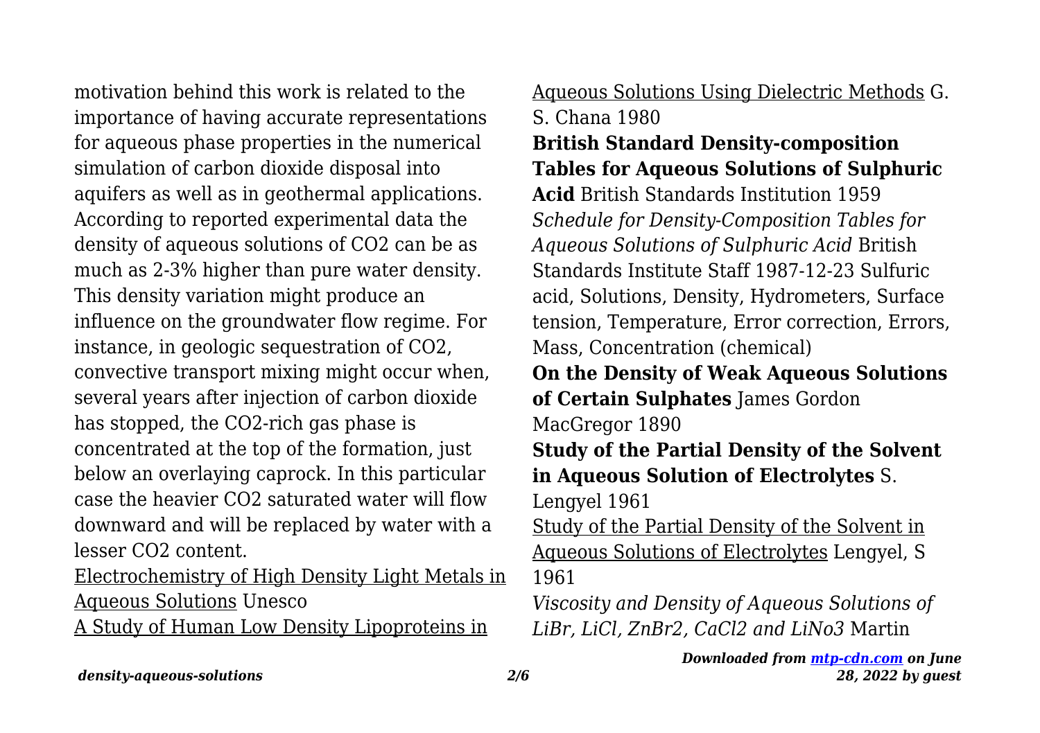motivation behind this work is related to the importance of having accurate representations for aqueous phase properties in the numerical simulation of carbon dioxide disposal into aquifers as well as in geothermal applications. According to reported experimental data the density of aqueous solutions of $CO_2$ can be as much as 2-3% higher than pure water density. This density variation might produce an influence on the groundwater flow regime. For instance, in geologic sequestration of $CO_2$, convective transport mixing might occur when, several years after injection of carbon dioxide has stopped, the $CO_2$-rich gas phase is concentrated at the top of the formation, just below an overlaying caprock. In this particular case the heavier $CO_2$ saturated water will flow downward and will be replaced by water with a lesser $CO_2$ content.

Electrochemistry of High Density Light Metals in Aqueous Solutions Unesco

A Study of Human Low Density Lipoproteins in Aqueous Solutions Using Dielectric Methods G. S. Chana 1980

**British Standard Density-composition Tables for Aqueous Solutions of Sulphuric Acid** British Standards Institution 1959

*Schedule for Density-Composition Tables for Aqueous Solutions of Sulphuric Acid* British Standards Institute Staff 1987-12-23 Sulfuric acid, Solutions, Density, Hydrometers, Surface tension, Temperature, Error correction, Errors, Mass, Concentration (chemical)

**On the Density of Weak Aqueous Solutions of Certain Sulphates** James Gordon MacGregor 1890

**Study of the Partial Density of the Solvent in Aqueous Solution of Electrolytes** S. Lengyel 1961

Study of the Partial Density of the Solvent in Aqueous Solutions of Electrolytes Lengyel, S 1961

*Viscosity and Density of Aqueous Solutions of LiBr, LiCl, ZnBr2, CaCl2 and LiNo3* Martin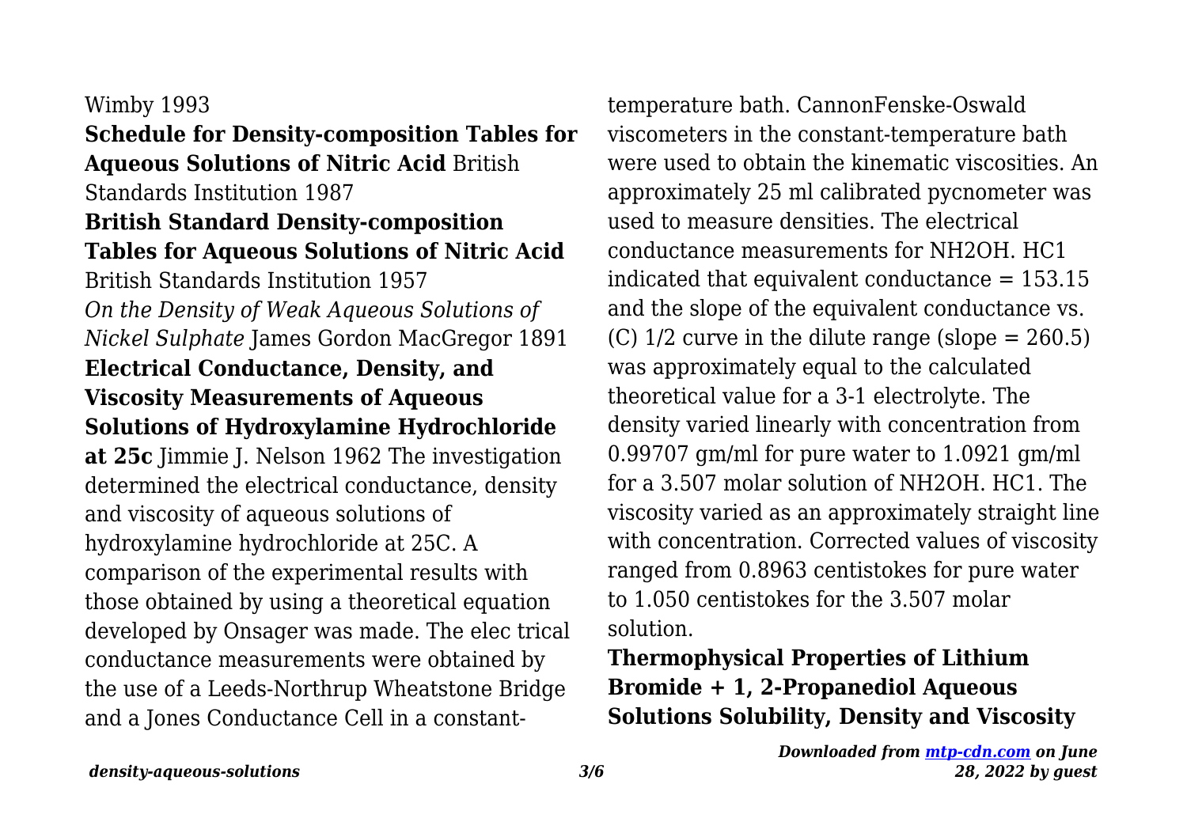Wimby 1993

**Schedule for Density-composition Tables for Aqueous Solutions of Nitric Acid** British Standards Institution 1987

**British Standard Density-composition Tables for Aqueous Solutions of Nitric Acid** British Standards Institution 1957

*On the Density of Weak Aqueous Solutions of Nickel Sulphate* James Gordon MacGregor 1891

**Electrical Conductance, Density, and Viscosity Measurements of Aqueous Solutions of Hydroxylamine Hydrochloride at 25c** Jimmie J. Nelson 1962 The investigation determined the electrical conductance, density and viscosity of aqueous solutions of hydroxylamine hydrochloride at 25C. A comparison of the experimental results with those obtained by using a theoretical equation developed by Onsager was made. The elec trical conductance measurements were obtained by the use of a Leeds-Northrup Wheatstone Bridge and a Jones Conductance Cell in a constant-temperature bath. CannonFenske-Oswald viscometers in the constant-temperature bath were used to obtain the kinematic viscosities. An approximately 25 ml calibrated pycnometer was used to measure densities. The electrical conductance measurements for NH2OH. HC1 indicated that equivalent conductance = 153.15 and the slope of the equivalent conductance vs. (C) 1/2 curve in the dilute range (slope = 260.5) was approximately equal to the calculated theoretical value for a 3-1 electrolyte. The density varied linearly with concentration from 0.99707 gm/ml for pure water to 1.0921 gm/ml for a 3.507 molar solution of NH2OH. HC1. The viscosity varied as an approximately straight line with concentration. Corrected values of viscosity ranged from 0.8963 centistokes for pure water to 1.050 centistokes for the 3.507 molar solution.

**Thermophysical Properties of Lithium Bromide + 1, 2-Propanediol Aqueous Solutions Solubility, Density and Viscosity**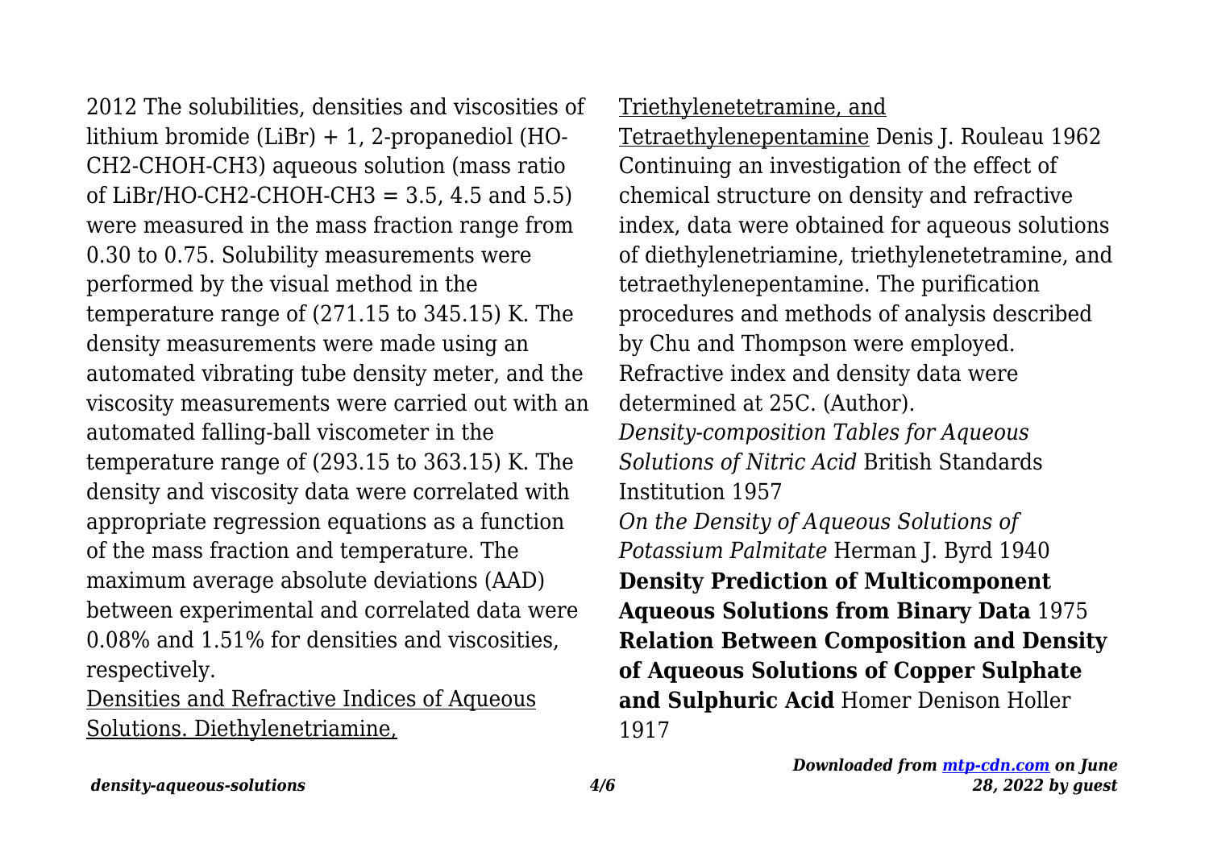2012 The solubilities, densities and viscosities of lithium bromide (LiBr) + 1, 2-propanediol (HO-CH2-CHOH-CH3) aqueous solution (mass ratio of LiBr/HO-CH2-CHOH-CH3 = 3.5, 4.5 and 5.5) were measured in the mass fraction range from 0.30 to 0.75. Solubility measurements were performed by the visual method in the temperature range of (271.15 to 345.15) K. The density measurements were made using an automated vibrating tube density meter, and the viscosity measurements were carried out with an automated falling-ball viscometer in the temperature range of (293.15 to 363.15) K. The density and viscosity data were correlated with appropriate regression equations as a function of the mass fraction and temperature. The maximum average absolute deviations (AAD) between experimental and correlated data were 0.08% and 1.51% for densities and viscosities, respectively.

Densities and Refractive Indices of Aqueous Solutions. Diethylenetriamine, Triethylenetetramine, and Tetraethylenepentamine Denis J. Rouleau 1962 Continuing an investigation of the effect of chemical structure on density and refractive index, data were obtained for aqueous solutions of diethylenetriamine, triethylenetetramine, and tetraethylenepentamine. The purification procedures and methods of analysis described by Chu and Thompson were employed. Refractive index and density data were determined at 25C. (Author).

*Density-composition Tables for Aqueous Solutions of Nitric Acid* British Standards Institution 1957

*On the Density of Aqueous Solutions of Potassium Palmitate* Herman J. Byrd 1940

**Density Prediction of Multicomponent Aqueous Solutions from Binary Data** 1975

**Relation Between Composition and Density of Aqueous Solutions of Copper Sulphate and Sulphuric Acid** Homer Denison Holler 1917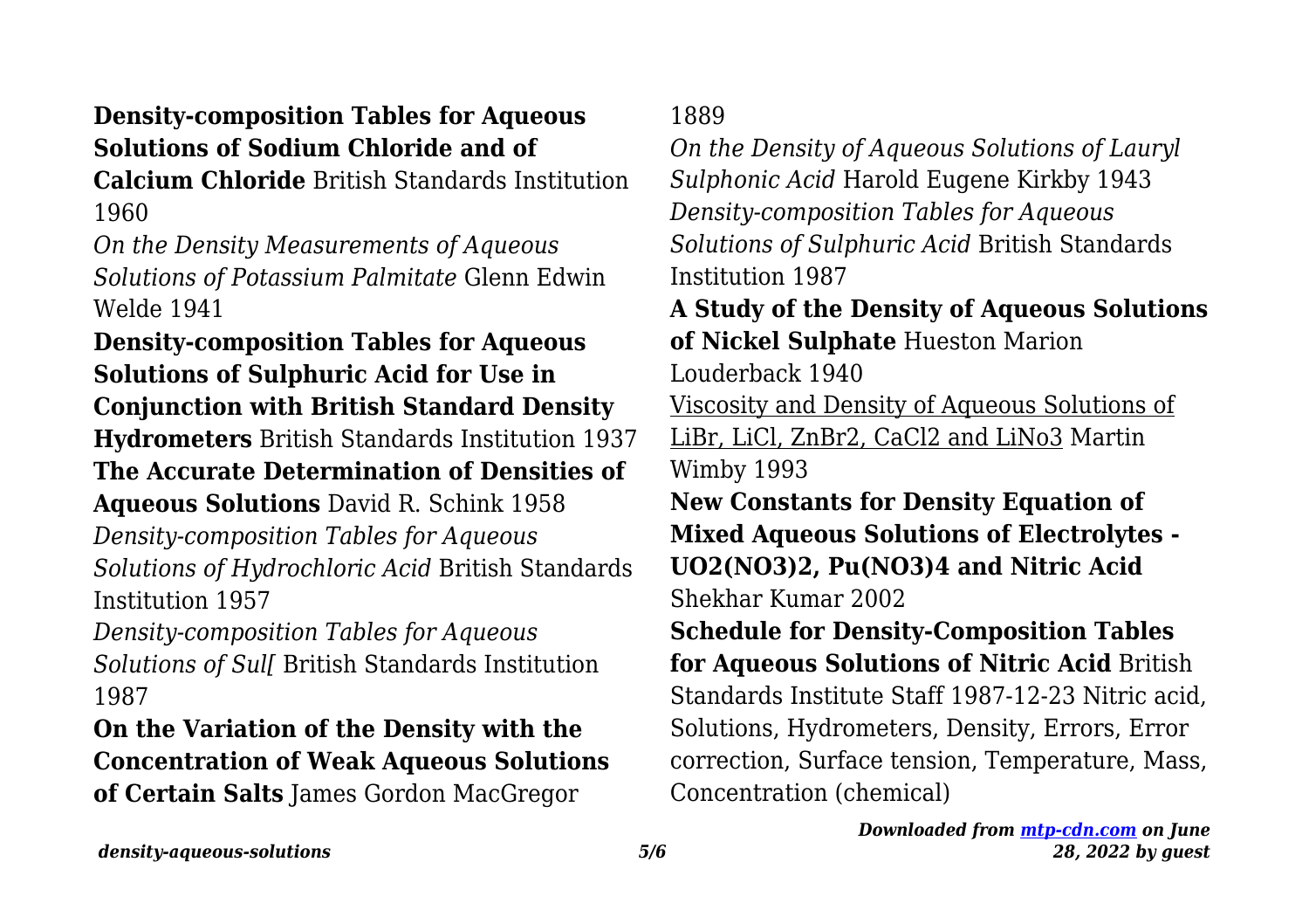**Density-composition Tables for Aqueous Solutions of Sodium Chloride and of Calcium Chloride** British Standards Institution 1960

*On the Density Measurements of Aqueous Solutions of Potassium Palmitate* Glenn Edwin Welde 1941

**Density-composition Tables for Aqueous Solutions of Sulphuric Acid for Use in Conjunction with British Standard Density Hydrometers** British Standards Institution 1937

**The Accurate Determination of Densities of Aqueous Solutions** David R. Schink 1958

*Density-composition Tables for Aqueous Solutions of Hydrochloric Acid* British Standards Institution 1957

*Density-composition Tables for Aqueous Solutions of Sul[* British Standards Institution 1987

**On the Variation of the Density with the Concentration of Weak Aqueous Solutions of Certain Salts** James Gordon MacGregor 1889

*On the Density of Aqueous Solutions of Lauryl Sulphonic Acid* Harold Eugene Kirkby 1943

*Density-composition Tables for Aqueous Solutions of Sulphuric Acid* British Standards Institution 1987

**A Study of the Density of Aqueous Solutions of Nickel Sulphate** Hueston Marion Louderback 1940

Viscosity and Density of Aqueous Solutions of LiBr, LiCl, ZnBr2, CaCl2 and LiNo3 Martin Wimby 1993

**New Constants for Density Equation of Mixed Aqueous Solutions of Electrolytes - UO2(NO3)2, Pu(NO3)4 and Nitric Acid** Shekhar Kumar 2002

**Schedule for Density-Composition Tables for Aqueous Solutions of Nitric Acid** British Standards Institute Staff 1987-12-23 Nitric acid, Solutions, Hydrometers, Density, Errors, Error correction, Surface tension, Temperature, Mass, Concentration (chemical)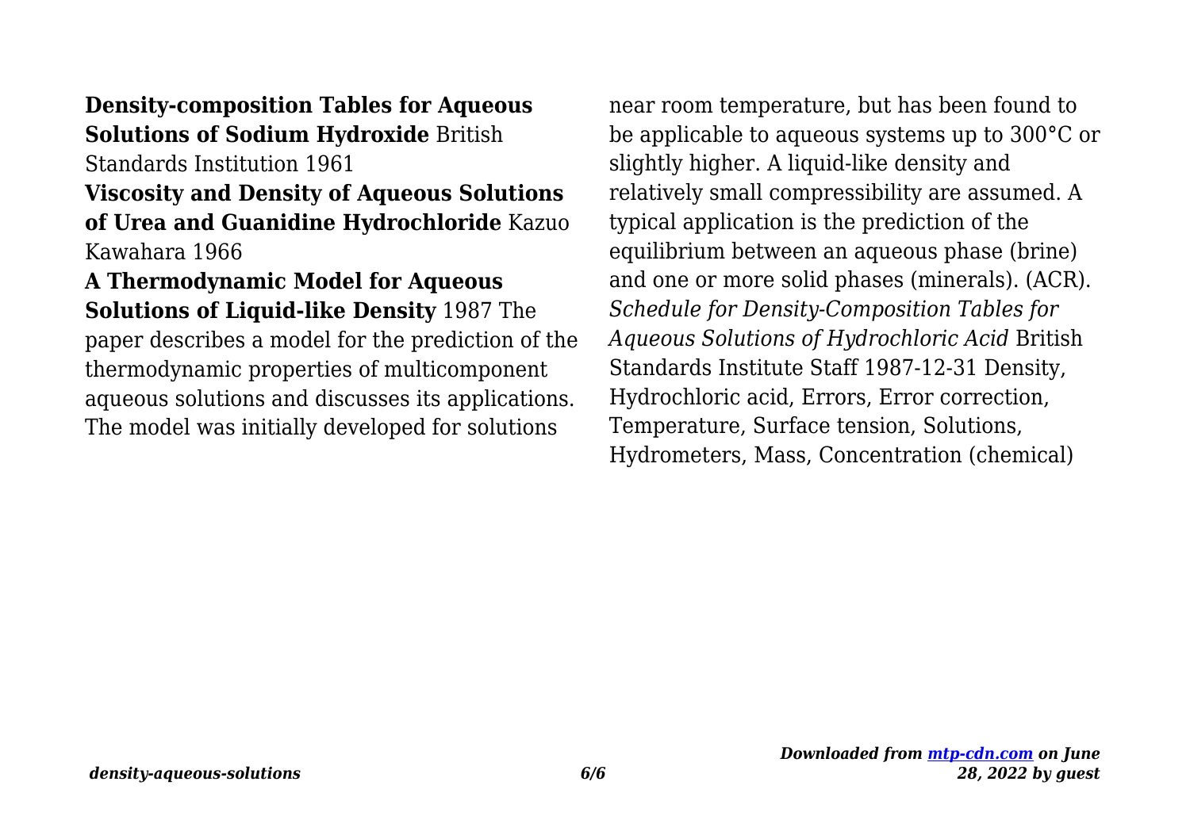**Density-composition Tables for Aqueous Solutions of Sodium Hydroxide** British Standards Institution 1961

**Viscosity and Density of Aqueous Solutions of Urea and Guanidine Hydrochloride** Kazuo Kawahara 1966

**A Thermodynamic Model for Aqueous Solutions of Liquid-like Density** 1987 The paper describes a model for the prediction of the thermodynamic properties of multicomponent aqueous solutions and discusses its applications. The model was initially developed for solutions near room temperature, but has been found to be applicable to aqueous systems up to 300°C or slightly higher. A liquid-like density and relatively small compressibility are assumed. A typical application is the prediction of the equilibrium between an aqueous phase (brine) and one or more solid phases (minerals). (ACR).

*Schedule for Density-Composition Tables for Aqueous Solutions of Hydrochloric Acid* British Standards Institute Staff 1987-12-31 Density, Hydrochloric acid, Errors, Error correction, Temperature, Surface tension, Solutions, Hydrometers, Mass, Concentration (chemical)